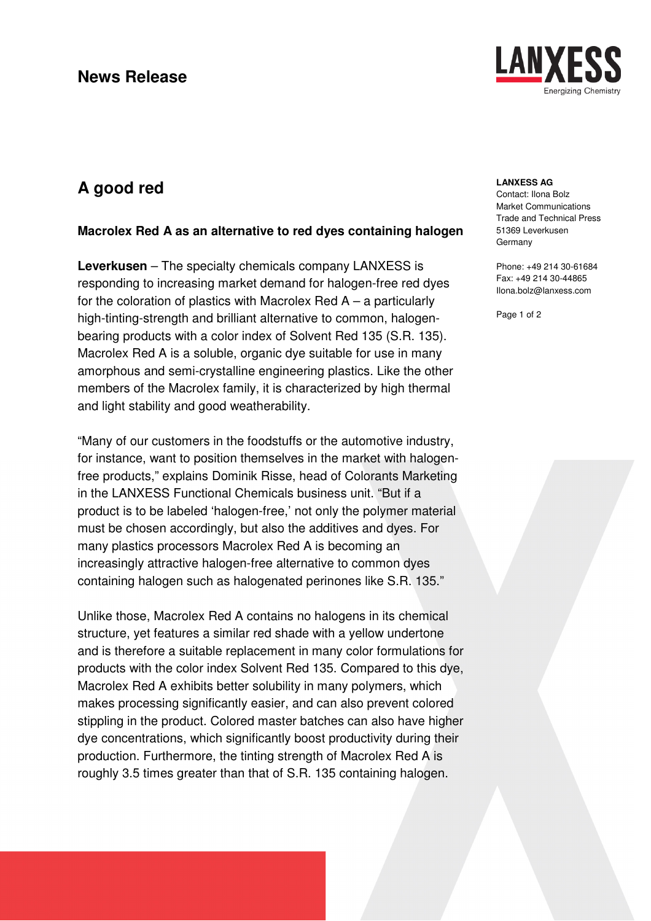# News Release

## A good red

**Macrolex Red A as an alternative to red dyes containing halogen**

**LANXESS AG**
Contact: Ilona Bolz
Market Communications
Trade and Technical Press
51369 Leverkusen
Germany

Phone: +49 214 30-61684
Fax: +49 214 30-44865
Ilona.bolz@lanxess.com

**Leverkusen** – The specialty chemicals company LANXESS is responding to increasing market demand for halogen-free red dyes for the coloration of plastics with Macrolex Red A – a particularly high-tinting-strength and brilliant alternative to common, halogen-bearing products with a color index of Solvent Red 135 (S.R. 135). Macrolex Red A is a soluble, organic dye suitable for use in many amorphous and semi-crystalline engineering plastics. Like the other members of the Macrolex family, it is characterized by high thermal and light stability and good weatherability.

"Many of our customers in the foodstuffs or the automotive industry, for instance, want to position themselves in the market with halogen-free products," explains Dominik Risse, head of Colorants Marketing in the LANXESS Functional Chemicals business unit. "But if a product is to be labeled 'halogen-free,' not only the polymer material must be chosen accordingly, but also the additives and dyes. For many plastics processors Macrolex Red A is becoming an increasingly attractive halogen-free alternative to common dyes containing halogen such as halogenated perinones like S.R. 135."

Unlike those, Macrolex Red A contains no halogens in its chemical structure, yet features a similar red shade with a yellow undertone and is therefore a suitable replacement in many color formulations for products with the color index Solvent Red 135. Compared to this dye, Macrolex Red A exhibits better solubility in many polymers, which makes processing significantly easier, and can also prevent colored stippling in the product. Colored master batches can also have higher dye concentrations, which significantly boost productivity during their production. Furthermore, the tinting strength of Macrolex Red A is roughly 3.5 times greater than that of S.R. 135 containing halogen.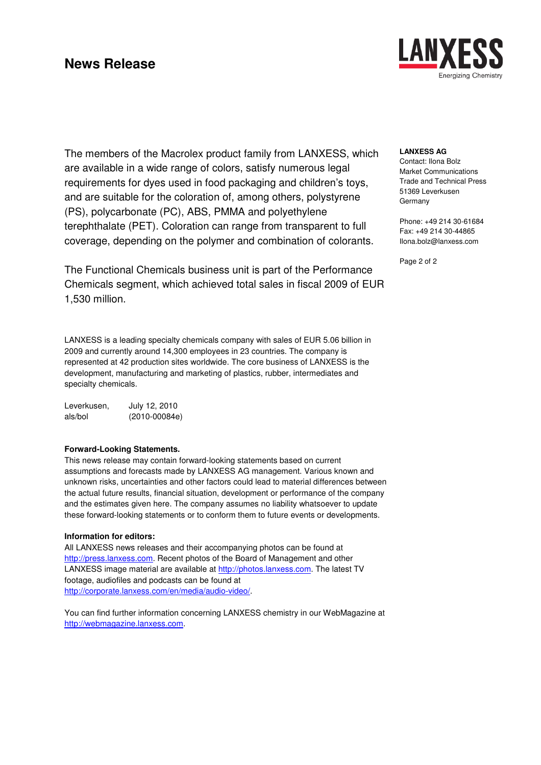The members of the Macrolex product family from LANXESS, which are available in a wide range of colors, satisfy numerous legal requirements for dyes used in food packaging and children's toys, and are suitable for the coloration of, among others, polystyrene (PS), polycarbonate (PC), ABS, PMMA and polyethylene terephthalate (PET). Coloration can range from transparent to full coverage, depending on the polymer and combination of colorants.

The Functional Chemicals business unit is part of the Performance Chemicals segment, which achieved total sales in fiscal 2009 of EUR 1,530 million.

LANXESS is a leading specialty chemicals company with sales of EUR 5.06 billion in 2009 and currently around 14,300 employees in 23 countries. The company is represented at 42 production sites worldwide. The core business of LANXESS is the development, manufacturing and marketing of plastics, rubber, intermediates and specialty chemicals.

Leverkusen, July 12, 2010
als/bol (2010-00084e)

**Forward-Looking Statements.**
This news release may contain forward-looking statements based on current assumptions and forecasts made by LANXESS AG management. Various known and unknown risks, uncertainties and other factors could lead to material differences between the actual future results, financial situation, development or performance of the company and the estimates given here. The company assumes no liability whatsoever to update these forward-looking statements or to conform them to future events or developments.

**Information for editors:**
All LANXESS news releases and their accompanying photos can be found at http://press.lanxess.com. Recent photos of the Board of Management and other LANXESS image material are available at http://photos.lanxess.com. The latest TV footage, audiofiles and podcasts can be found at http://corporate.lanxess.com/en/media/audio-video/.

You can find further information concerning LANXESS chemistry in our WebMagazine at http://webmagazine.lanxess.com.

**LANXESS AG**
Contact: Ilona Bolz
Market Communications
Trade and Technical Press
51369 Leverkusen
Germany

Phone: +49 214 30-61684
Fax: +49 214 30-44865
Ilona.bolz@lanxess.com